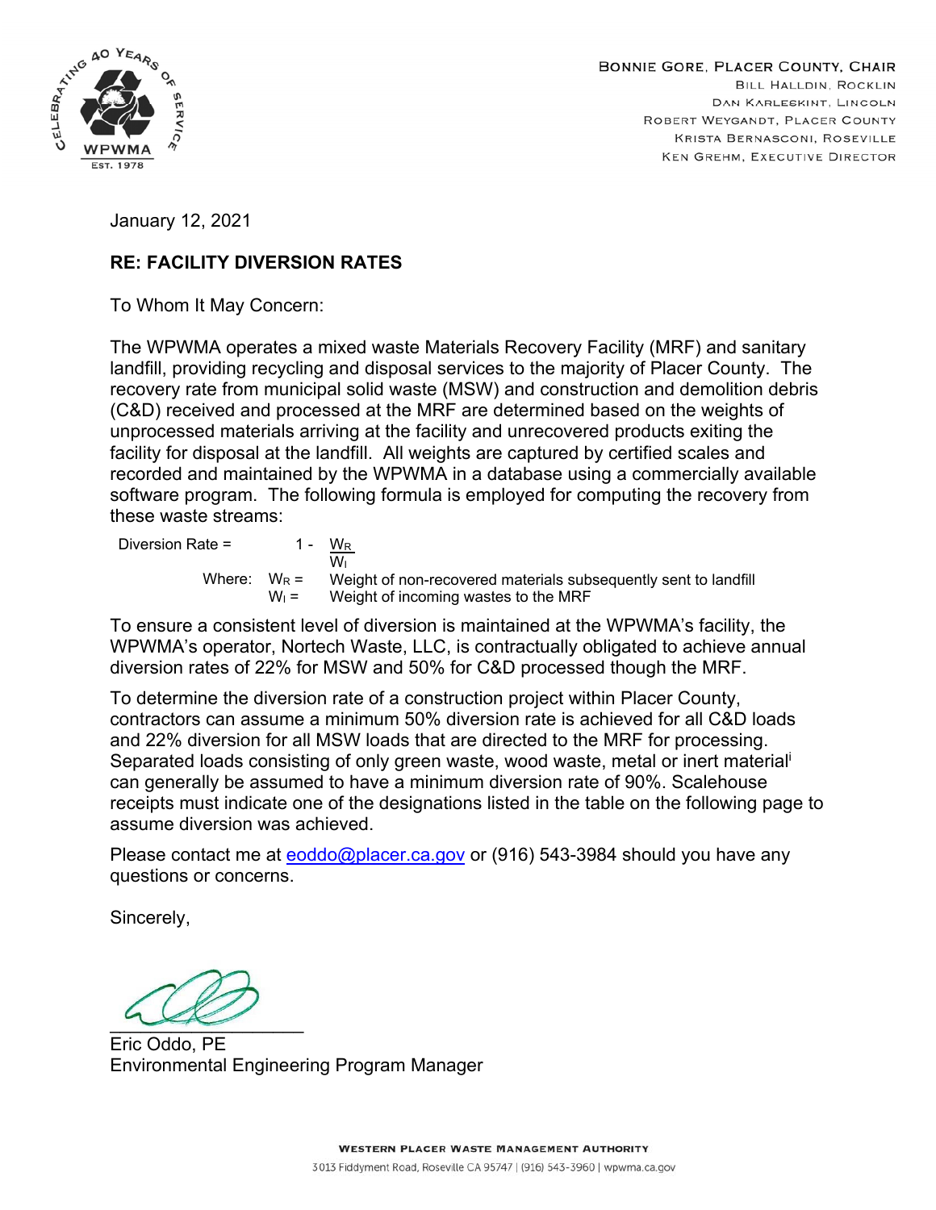BONNIE GORE, PLACER COUNTY, CHAIR
BILL HALLDIN, ROCKLIN
DAN KARLESKINT, LINCOLN
ROBERT WEYGANDT, PLACER COUNTY
KRISTA BERNASCONI, ROSEVILLE
KEN GREHM, EXECUTIVE DIRECTOR

January 12, 2021

**RE: FACILITY DIVERSION RATES**

To Whom It May Concern:

The WPWMA operates a mixed waste Materials Recovery Facility (MRF) and sanitary landfill, providing recycling and disposal services to the majority of Placer County. The recovery rate from municipal solid waste (MSW) and construction and demolition debris (C&D) received and processed at the MRF are determined based on the weights of unprocessed materials arriving at the facility and unrecovered products exiting the facility for disposal at the landfill. All weights are captured by certified scales and recorded and maintained by the WPWMA in a database using a commercially available software program. The following formula is employed for computing the recovery from these waste streams:

$$\text{Diversion Rate} = 1 - \frac{W_R}{W_I}$$

Where: $W_R$ = Weight of non-recovered materials subsequently sent to landfill
$W_I$ = Weight of incoming wastes to the MRF

To ensure a consistent level of diversion is maintained at the WPWMA's facility, the WPWMA's operator, Nortech Waste, LLC, is contractually obligated to achieve annual diversion rates of 22% for MSW and 50% for C&D processed though the MRF.

To determine the diversion rate of a construction project within Placer County, contractors can assume a minimum 50% diversion rate is achieved for all C&D loads and 22% diversion for all MSW loads that are directed to the MRF for processing. Separated loads consisting of only green waste, wood waste, metal or inert material[i] can generally be assumed to have a minimum diversion rate of 90%. Scalehouse receipts must indicate one of the designations listed in the table on the following page to assume diversion was achieved.

Please contact me at eoddo@placer.ca.gov or (916) 543-3984 should you have any questions or concerns.

Sincerely,

Eric Oddo, PE
Environmental Engineering Program Manager

WESTERN PLACER WASTE MANAGEMENT AUTHORITY
3013 Fiddyment Road, Roseville CA 95747 | (916) 543-3960 | wpwma.ca.gov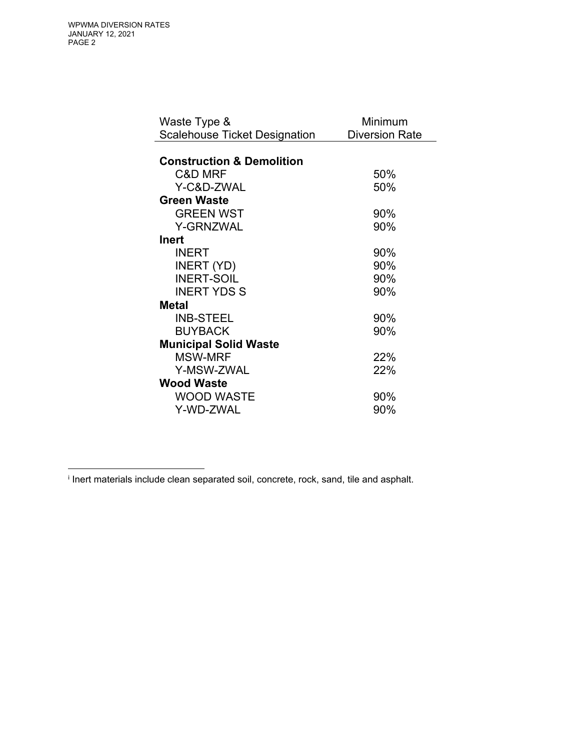| Waste Type & Scalehouse Ticket Designation | Minimum Diversion Rate |
|---|---|
| **Construction & Demolition** | |
| C&D MRF | 50% |
| Y-C&D-ZWAL | 50% |
| **Green Waste** | |
| GREEN WST | 90% |
| Y-GRNZWAL | 90% |
| **Inert** | |
| INERT | 90% |
| INERT (YD) | 90% |
| INERT-SOIL | 90% |
| INERT YDS S | 90% |
| **Metal** | |
| INB-STEEL | 90% |
| BUYBACK | 90% |
| **Municipal Solid Waste** | |
| MSW-MRF | 22% |
| Y-MSW-ZWAL | 22% |
| **Wood Waste** | |
| WOOD WASTE | 90% |
| Y-WD-ZWAL | 90% |

---

[i] Inert materials include clean separated soil, concrete, rock, sand, tile and asphalt.